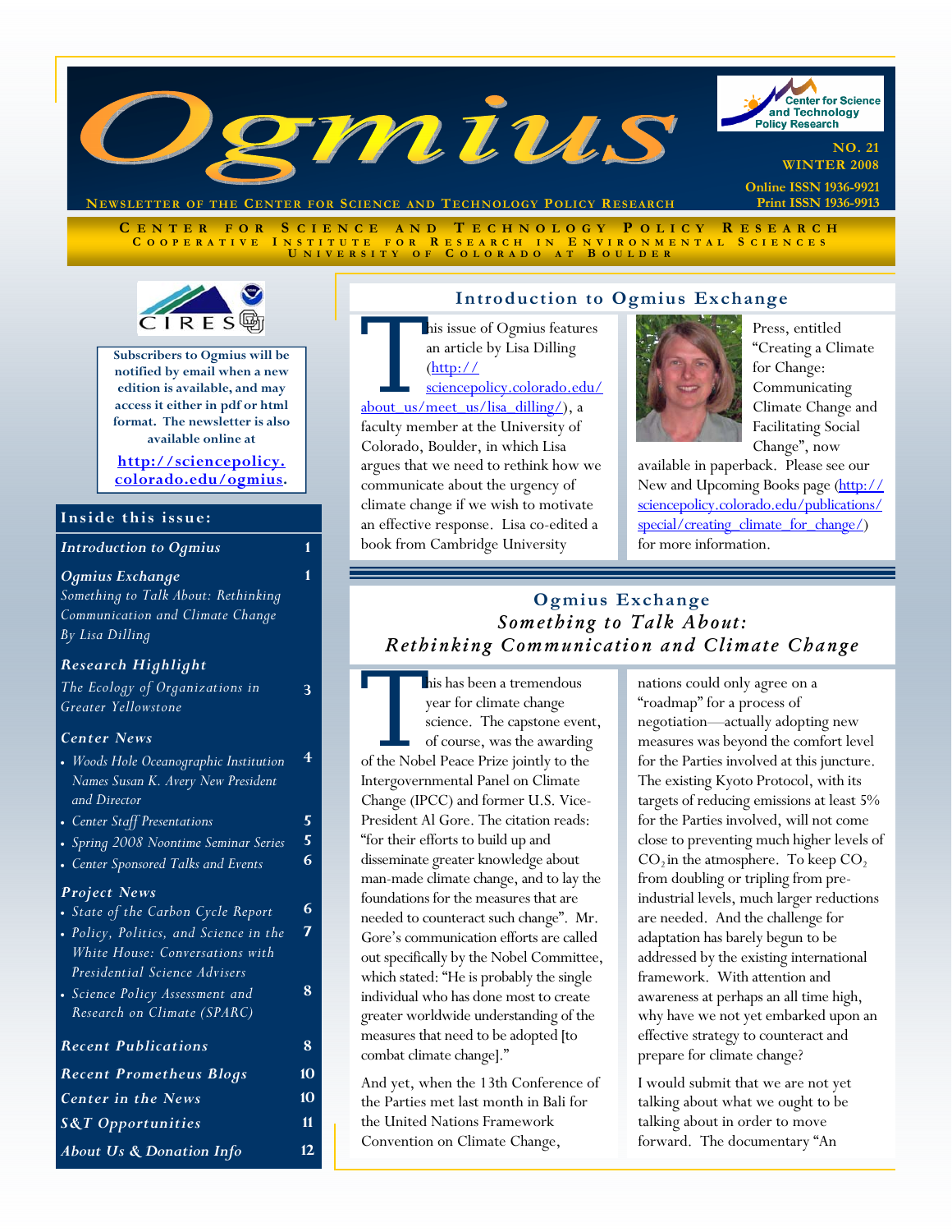# Ogmius

Newsletter of the Center for Science and Technology Policy Research

NO. 21
WINTER 2008

Online ISSN 1936-9921
Print ISSN 1936-9913

CENTER FOR SCIENCE AND TECHNOLOGY POLICY RESEARCH
COOPERATIVE INSTITUTE FOR RESEARCH IN ENVIRONMENTAL SCIENCES
UNIVERSITY OF COLORADO AT BOULDER

**Subscribers to Ogmius will be notified by email when a new edition is available, and may access it either in pdf or html format. The newsletter is also available online at**

**http://sciencepolicy.colorado.edu/ogmius.**

## Inside this issue:

| | |
|---|---|
| *Introduction to Ogmius* | 1 |
| *Ogmius Exchange* — *Something to Talk About: Rethinking Communication and Climate Change By Lisa Dilling* | 1 |
| *Research Highlight* — *The Ecology of Organizations in Greater Yellowstone* | 3 |
| *Center News* | |
| • *Woods Hole Oceanographic Institution Names Susan K. Avery New President and Director* | 4 |
| • *Center Staff Presentations* | 5 |
| • *Spring 2008 Noontime Seminar Series* | 5 |
| • *Center Sponsored Talks and Events* | 6 |
| *Project News* | |
| • *State of the Carbon Cycle Report* | 6 |
| • *Policy, Politics, and Science in the White House: Conversations with Presidential Science Advisers* | 7 |
| • *Science Policy Assessment and Research on Climate (SPARC)* | 8 |
| *Recent Publications* | 8 |
| *Recent Prometheus Blogs* | 10 |
| *Center in the News* | 10 |
| *S&T Opportunities* | 11 |
| *About Us & Donation Info* | 12 |

## Introduction to Ogmius Exchange

This issue of Ogmius features an article by Lisa Dilling (http://sciencepolicy.colorado.edu/about_us/meet_us/lisa_dilling/), a faculty member at the University of Colorado, Boulder, in which Lisa argues that we need to rethink how we communicate about the urgency of climate change if we wish to motivate an effective response. Lisa co-edited a book from Cambridge University Press, entitled "Creating a Climate for Change: Communicating Climate Change and Facilitating Social Change", now available in paperback. Please see our New and Upcoming Books page (http://sciencepolicy.colorado.edu/publications/special/creating_climate_for_change/) for more information.

## Ogmius Exchange
### *Something to Talk About: Rethinking Communication and Climate Change*

This has been a tremendous year for climate change science. The capstone event, of course, was the awarding of the Nobel Peace Prize jointly to the Intergovernmental Panel on Climate Change (IPCC) and former U.S. Vice-President Al Gore. The citation reads: "for their efforts to build up and disseminate greater knowledge about man-made climate change, and to lay the foundations for the measures that are needed to counteract such change". Mr. Gore's communication efforts are called out specifically by the Nobel Committee, which stated: "He is probably the single individual who has done most to create greater worldwide understanding of the measures that need to be adopted [to combat climate change]."

And yet, when the 13th Conference of the Parties met last month in Bali for the United Nations Framework Convention on Climate Change, nations could only agree on a "roadmap" for a process of negotiation—actually adopting new measures was beyond the comfort level for the Parties involved at this juncture. The existing Kyoto Protocol, with its targets of reducing emissions at least 5% for the Parties involved, will not come close to preventing much higher levels of $CO_2$ in the atmosphere. To keep $CO_2$ from doubling or tripling from pre-industrial levels, much larger reductions are needed. And the challenge for adaptation has barely begun to be addressed by the existing international framework. With attention and awareness at perhaps an all time high, why have we not yet embarked upon an effective strategy to counteract and prepare for climate change?

I would submit that we are not yet talking about what we ought to be talking about in order to move forward. The documentary "An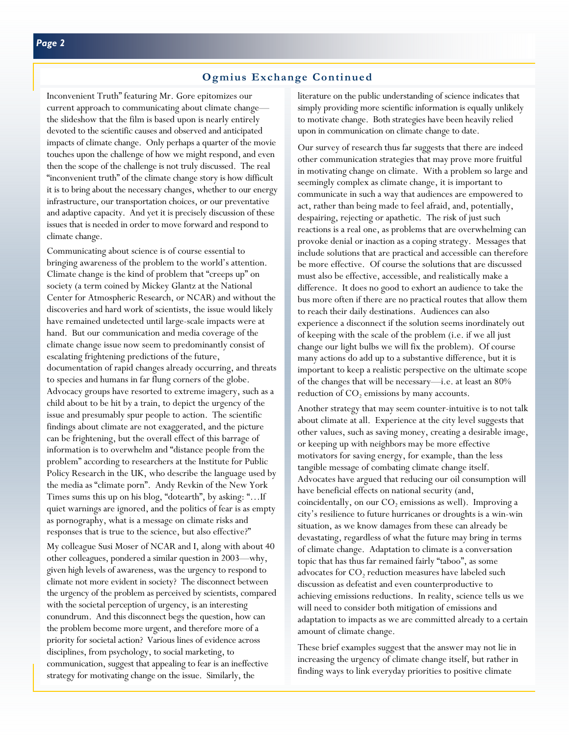## Ogmius Exchange Continued

Inconvenient Truth" featuring Mr. Gore epitomizes our current approach to communicating about climate change—the slideshow that the film is based upon is nearly entirely devoted to the scientific causes and observed and anticipated impacts of climate change. Only perhaps a quarter of the movie touches upon the challenge of how we might respond, and even then the scope of the challenge is not truly discussed. The real "inconvenient truth" of the climate change story is how difficult it is to bring about the necessary changes, whether to our energy infrastructure, our transportation choices, or our preventative and adaptive capacity. And yet it is precisely discussion of these issues that is needed in order to move forward and respond to climate change.

Communicating about science is of course essential to bringing awareness of the problem to the world's attention. Climate change is the kind of problem that "creeps up" on society (a term coined by Mickey Glantz at the National Center for Atmospheric Research, or NCAR) and without the discoveries and hard work of scientists, the issue would likely have remained undetected until large-scale impacts were at hand. But our communication and media coverage of the climate change issue now seem to predominantly consist of escalating frightening predictions of the future, documentation of rapid changes already occurring, and threats to species and humans in far flung corners of the globe. Advocacy groups have resorted to extreme imagery, such as a child about to be hit by a train, to depict the urgency of the issue and presumably spur people to action. The scientific findings about climate are not exaggerated, and the picture can be frightening, but the overall effect of this barrage of information is to overwhelm and "distance people from the problem" according to researchers at the Institute for Public Policy Research in the UK, who describe the language used by the media as "climate porn". Andy Revkin of the New York Times sums this up on his blog, "dotearth", by asking: "…If quiet warnings are ignored, and the politics of fear is as empty as pornography, what is a message on climate risks and responses that is true to the science, but also effective?"

My colleague Susi Moser of NCAR and I, along with about 40 other colleagues, pondered a similar question in 2003—why, given high levels of awareness, was the urgency to respond to climate not more evident in society? The disconnect between the urgency of the problem as perceived by scientists, compared with the societal perception of urgency, is an interesting conundrum. And this disconnect begs the question, how can the problem become more urgent, and therefore more of a priority for societal action? Various lines of evidence across disciplines, from psychology, to social marketing, to communication, suggest that appealing to fear is an ineffective strategy for motivating change on the issue. Similarly, the literature on the public understanding of science indicates that simply providing more scientific information is equally unlikely to motivate change. Both strategies have been heavily relied upon in communication on climate change to date.

Our survey of research thus far suggests that there are indeed other communication strategies that may prove more fruitful in motivating change on climate. With a problem so large and seemingly complex as climate change, it is important to communicate in such a way that audiences are empowered to act, rather than being made to feel afraid, and, potentially, despairing, rejecting or apathetic. The risk of just such reactions is a real one, as problems that are overwhelming can provoke denial or inaction as a coping strategy. Messages that include solutions that are practical and accessible can therefore be more effective. Of course the solutions that are discussed must also be effective, accessible, and realistically make a difference. It does no good to exhort an audience to take the bus more often if there are no practical routes that allow them to reach their daily destinations. Audiences can also experience a disconnect if the solution seems inordinately out of keeping with the scale of the problem (i.e. if we all just change our light bulbs we will fix the problem). Of course many actions do add up to a substantive difference, but it is important to keep a realistic perspective on the ultimate scope of the changes that will be necessary—i.e. at least an 80% reduction of $CO_2$ emissions by many accounts.

Another strategy that may seem counter-intuitive is to not talk about climate at all. Experience at the city level suggests that other values, such as saving money, creating a desirable image, or keeping up with neighbors may be more effective motivators for saving energy, for example, than the less tangible message of combating climate change itself. Advocates have argued that reducing our oil consumption will have beneficial effects on national security (and, coincidentally, on our $CO_2$ emissions as well). Improving a city's resilience to future hurricanes or droughts is a win-win situation, as we know damages from these can already be devastating, regardless of what the future may bring in terms of climate change. Adaptation to climate is a conversation topic that has thus far remained fairly "taboo", as some advocates for $CO_2$ reduction measures have labeled such discussion as defeatist and even counterproductive to achieving emissions reductions. In reality, science tells us we will need to consider both mitigation of emissions and adaptation to impacts as we are committed already to a certain amount of climate change.

These brief examples suggest that the answer may not lie in increasing the urgency of climate change itself, but rather in finding ways to link everyday priorities to positive climate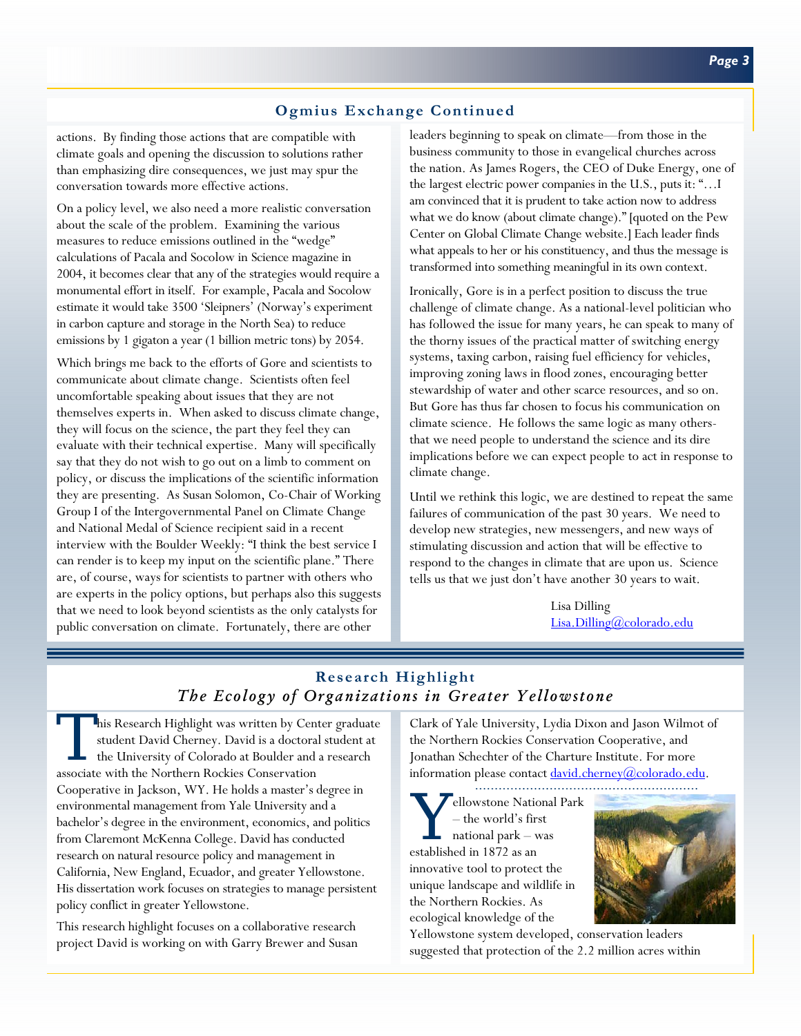## Ogmius Exchange Continued

actions. By finding those actions that are compatible with climate goals and opening the discussion to solutions rather than emphasizing dire consequences, we just may spur the conversation towards more effective actions.

On a policy level, we also need a more realistic conversation about the scale of the problem. Examining the various measures to reduce emissions outlined in the "wedge" calculations of Pacala and Socolow in Science magazine in 2004, it becomes clear that any of the strategies would require a monumental effort in itself. For example, Pacala and Socolow estimate it would take 3500 'Sleipners' (Norway's experiment in carbon capture and storage in the North Sea) to reduce emissions by 1 gigaton a year (1 billion metric tons) by 2054.

Which brings me back to the efforts of Gore and scientists to communicate about climate change. Scientists often feel uncomfortable speaking about issues that they are not themselves experts in. When asked to discuss climate change, they will focus on the science, the part they feel they can evaluate with their technical expertise. Many will specifically say that they do not wish to go out on a limb to comment on policy, or discuss the implications of the scientific information they are presenting. As Susan Solomon, Co-Chair of Working Group I of the Intergovernmental Panel on Climate Change and National Medal of Science recipient said in a recent interview with the Boulder Weekly: "I think the best service I can render is to keep my input on the scientific plane." There are, of course, ways for scientists to partner with others who are experts in the policy options, but perhaps also this suggests that we need to look beyond scientists as the only catalysts for public conversation on climate. Fortunately, there are other leaders beginning to speak on climate—from those in the business community to those in evangelical churches across the nation. As James Rogers, the CEO of Duke Energy, one of the largest electric power companies in the U.S., puts it: "…I am convinced that it is prudent to take action now to address what we do know (about climate change)." [quoted on the Pew Center on Global Climate Change website.] Each leader finds what appeals to her or his constituency, and thus the message is transformed into something meaningful in its own context.

Ironically, Gore is in a perfect position to discuss the true challenge of climate change. As a national-level politician who has followed the issue for many years, he can speak to many of the thorny issues of the practical matter of switching energy systems, taxing carbon, raising fuel efficiency for vehicles, improving zoning laws in flood zones, encouraging better stewardship of water and other scarce resources, and so on. But Gore has thus far chosen to focus his communication on climate science. He follows the same logic as many others- that we need people to understand the science and its dire implications before we can expect people to act in response to climate change.

Until we rethink this logic, we are destined to repeat the same failures of communication of the past 30 years. We need to develop new strategies, new messengers, and new ways of stimulating discussion and action that will be effective to respond to the changes in climate that are upon us. Science tells us that we just don't have another 30 years to wait.

Lisa Dilling
Lisa.Dilling@colorado.edu

## Research Highlight
### *The Ecology of Organizations in Greater Yellowstone*

This Research Highlight was written by Center graduate student David Cherney. David is a doctoral student at the University of Colorado at Boulder and a research associate with the Northern Rockies Conservation Cooperative in Jackson, WY. He holds a master's degree in environmental management from Yale University and a bachelor's degree in the environment, economics, and politics from Claremont McKenna College. David has conducted research on natural resource policy and management in California, New England, Ecuador, and greater Yellowstone. His dissertation work focuses on strategies to manage persistent policy conflict in greater Yellowstone.

This research highlight focuses on a collaborative research project David is working on with Garry Brewer and Susan Clark of Yale University, Lydia Dixon and Jason Wilmot of the Northern Rockies Conservation Cooperative, and Jonathan Schechter of the Charture Institute. For more information please contact david.cherney@colorado.edu.

Yellowstone National Park – the world's first national park – was established in 1872 as an innovative tool to protect the unique landscape and wildlife in the Northern Rockies. As ecological knowledge of the Yellowstone system developed, conservation leaders suggested that protection of the 2.2 million acres within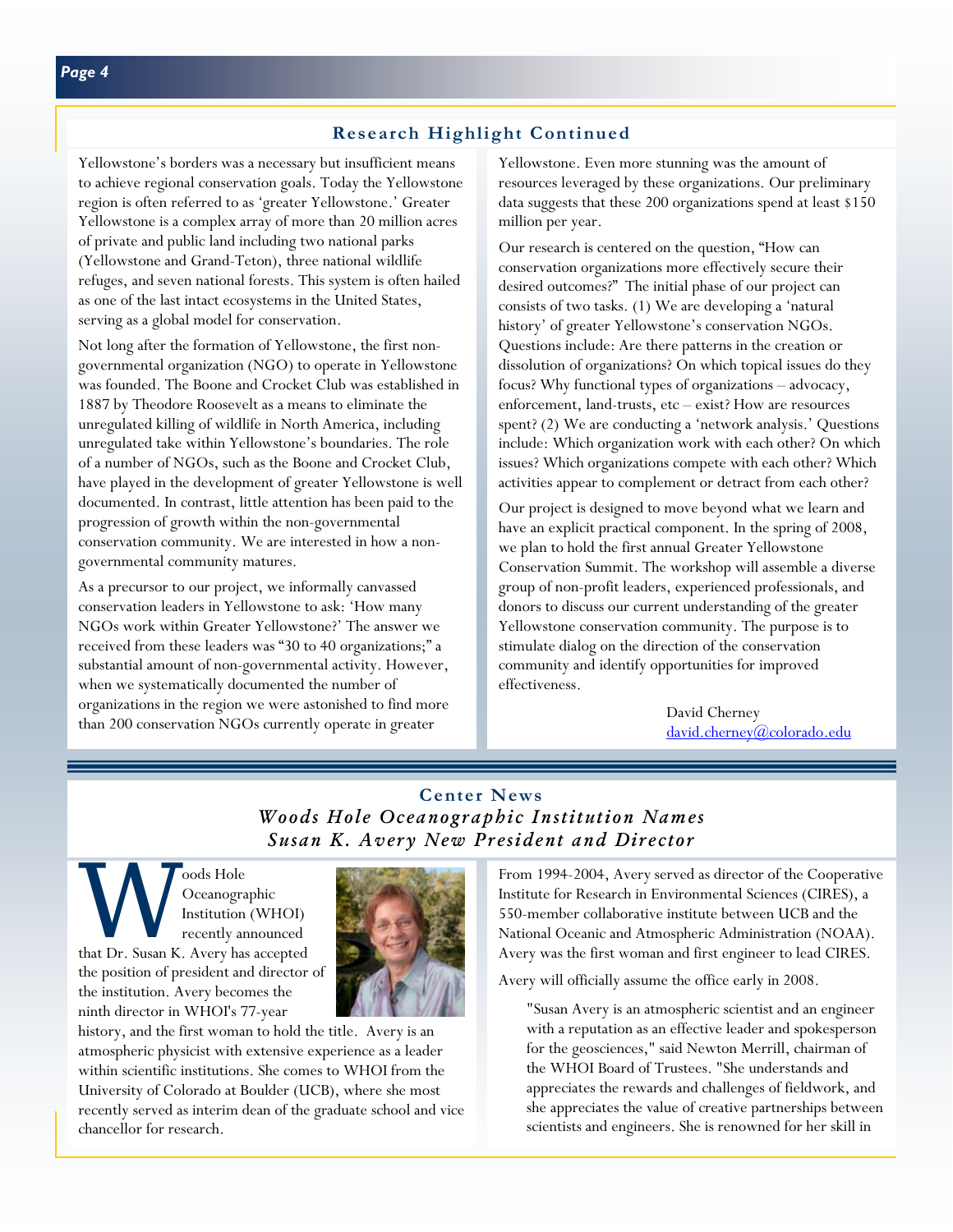## Research Highlight Continued

Yellowstone's borders was a necessary but insufficient means to achieve regional conservation goals. Today the Yellowstone region is often referred to as 'greater Yellowstone.' Greater Yellowstone is a complex array of more than 20 million acres of private and public land including two national parks (Yellowstone and Grand-Teton), three national wildlife refuges, and seven national forests. This system is often hailed as one of the last intact ecosystems in the United States, serving as a global model for conservation.

Not long after the formation of Yellowstone, the first non-governmental organization (NGO) to operate in Yellowstone was founded. The Boone and Crocket Club was established in 1887 by Theodore Roosevelt as a means to eliminate the unregulated killing of wildlife in North America, including unregulated take within Yellowstone's boundaries. The role of a number of NGOs, such as the Boone and Crocket Club, have played in the development of greater Yellowstone is well documented. In contrast, little attention has been paid to the progression of growth within the non-governmental conservation community. We are interested in how a non-governmental community matures.

As a precursor to our project, we informally canvassed conservation leaders in Yellowstone to ask: 'How many NGOs work within Greater Yellowstone?' The answer we received from these leaders was "30 to 40 organizations;" a substantial amount of non-governmental activity. However, when we systematically documented the number of organizations in the region we were astonished to find more than 200 conservation NGOs currently operate in greater Yellowstone. Even more stunning was the amount of resources leveraged by these organizations. Our preliminary data suggests that these 200 organizations spend at least $150 million per year.

Our research is centered on the question, "How can conservation organizations more effectively secure their desired outcomes?" The initial phase of our project can consists of two tasks. (1) We are developing a 'natural history' of greater Yellowstone's conservation NGOs. Questions include: Are there patterns in the creation or dissolution of organizations? On which topical issues do they focus? Why functional types of organizations – advocacy, enforcement, land-trusts, etc – exist? How are resources spent? (2) We are conducting a 'network analysis.' Questions include: Which organization work with each other? On which issues? Which organizations compete with each other? Which activities appear to complement or detract from each other?

Our project is designed to move beyond what we learn and have an explicit practical component. In the spring of 2008, we plan to hold the first annual Greater Yellowstone Conservation Summit. The workshop will assemble a diverse group of non-profit leaders, experienced professionals, and donors to discuss our current understanding of the greater Yellowstone conservation community. The purpose is to stimulate dialog on the direction of the conservation community and identify opportunities for improved effectiveness.

David Cherney
david.cherney@colorado.edu

## Center News

### *Woods Hole Oceanographic Institution Names Susan K. Avery New President and Director*

Woods Hole Oceanographic Institution (WHOI) recently announced that Dr. Susan K. Avery has accepted the position of president and director of the institution. Avery becomes the ninth director in WHOI's 77-year history, and the first woman to hold the title. Avery is an atmospheric physicist with extensive experience as a leader within scientific institutions. She comes to WHOI from the University of Colorado at Boulder (UCB), where she most recently served as interim dean of the graduate school and vice chancellor for research.

From 1994-2004, Avery served as director of the Cooperative Institute for Research in Environmental Sciences (CIRES), a 550-member collaborative institute between UCB and the National Oceanic and Atmospheric Administration (NOAA). Avery was the first woman and first engineer to lead CIRES.

Avery will officially assume the office early in 2008.

> "Susan Avery is an atmospheric scientist and an engineer with a reputation as an effective leader and spokesperson for the geosciences," said Newton Merrill, chairman of the WHOI Board of Trustees. "She understands and appreciates the rewards and challenges of fieldwork, and she appreciates the value of creative partnerships between scientists and engineers. She is renowned for her skill in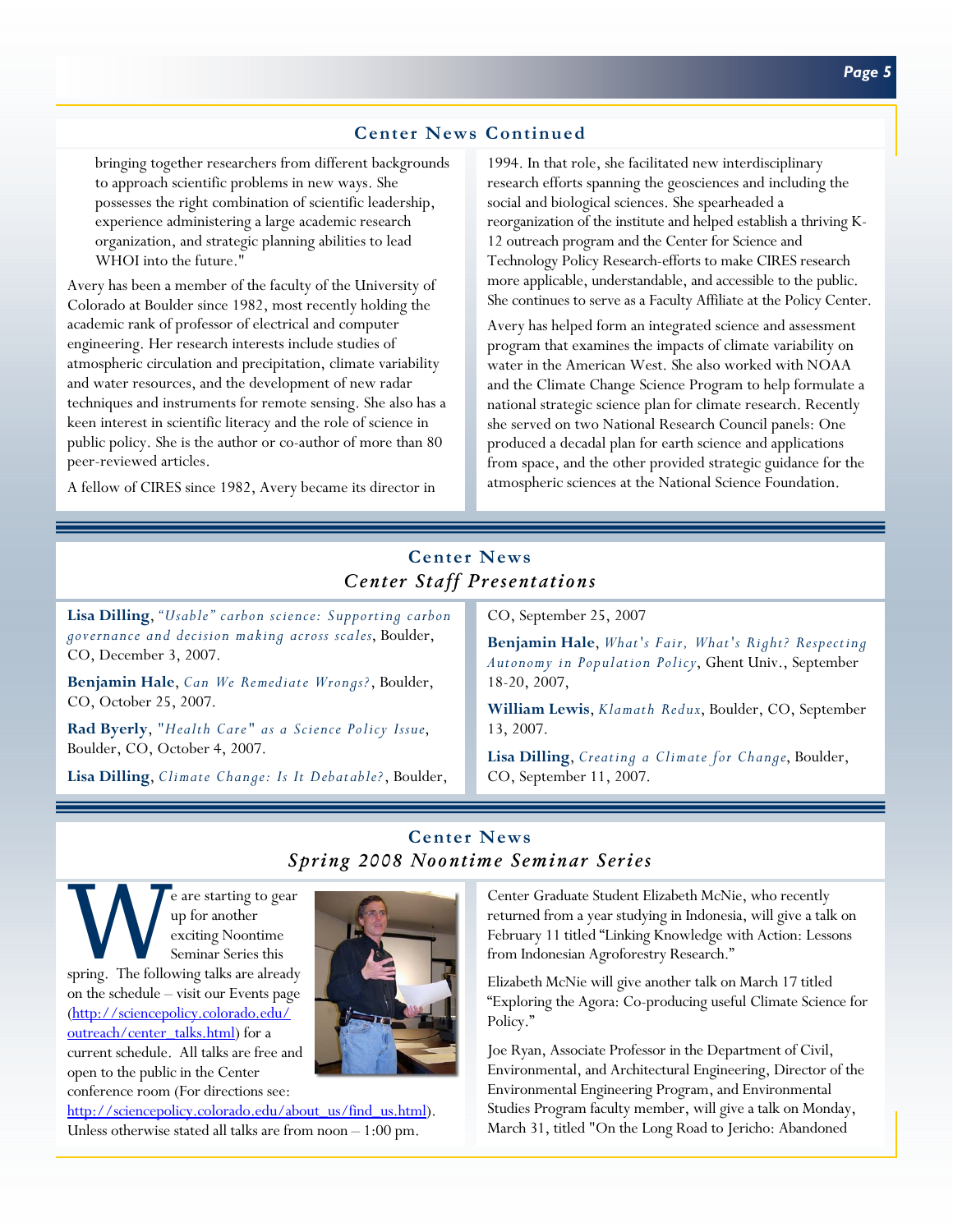## Center News Continued

bringing together researchers from different backgrounds to approach scientific problems in new ways. She possesses the right combination of scientific leadership, experience administering a large academic research organization, and strategic planning abilities to lead WHOI into the future."

Avery has been a member of the faculty of the University of Colorado at Boulder since 1982, most recently holding the academic rank of professor of electrical and computer engineering. Her research interests include studies of atmospheric circulation and precipitation, climate variability and water resources, and the development of new radar techniques and instruments for remote sensing. She also has a keen interest in scientific literacy and the role of science in public policy. She is the author or co-author of more than 80 peer-reviewed articles.

A fellow of CIRES since 1982, Avery became its director in 1994. In that role, she facilitated new interdisciplinary research efforts spanning the geosciences and including the social and biological sciences. She spearheaded a reorganization of the institute and helped establish a thriving K-12 outreach program and the Center for Science and Technology Policy Research-efforts to make CIRES research more applicable, understandable, and accessible to the public. She continues to serve as a Faculty Affiliate at the Policy Center.

Avery has helped form an integrated science and assessment program that examines the impacts of climate variability on water in the American West. She also worked with NOAA and the Climate Change Science Program to help formulate a national strategic science plan for climate research. Recently she served on two National Research Council panels: One produced a decadal plan for earth science and applications from space, and the other provided strategic guidance for the atmospheric sciences at the National Science Foundation.

## Center News
### *Center Staff Presentations*

**Lisa Dilling**, *"Usable" carbon science: Supporting carbon governance and decision making across scales*, Boulder, CO, December 3, 2007.

**Benjamin Hale**, *Can We Remediate Wrongs?*, Boulder, CO, October 25, 2007.

**Rad Byerly**, *"Health Care" as a Science Policy Issue*, Boulder, CO, October 4, 2007.

**Lisa Dilling**, *Climate Change: Is It Debatable?*, Boulder, CO, September 25, 2007

**Benjamin Hale**, *What's Fair, What's Right? Respecting Autonomy in Population Policy*, Ghent Univ., September 18-20, 2007,

**William Lewis**, *Klamath Redux*, Boulder, CO, September 13, 2007.

**Lisa Dilling**, *Creating a Climate for Change*, Boulder, CO, September 11, 2007.

## Center News
### *Spring 2008 Noontime Seminar Series*

We are starting to gear up for another exciting Noontime Seminar Series this spring. The following talks are already on the schedule – visit our Events page (http://sciencepolicy.colorado.edu/outreach/center_talks.html) for a current schedule. All talks are free and open to the public in the Center conference room (For directions see: http://sciencepolicy.colorado.edu/about_us/find_us.html). Unless otherwise stated all talks are from noon – 1:00 pm.

Center Graduate Student Elizabeth McNie, who recently returned from a year studying in Indonesia, will give a talk on February 11 titled "Linking Knowledge with Action: Lessons from Indonesian Agroforestry Research."

Elizabeth McNie will give another talk on March 17 titled "Exploring the Agora: Co-producing useful Climate Science for Policy."

Joe Ryan, Associate Professor in the Department of Civil, Environmental, and Architectural Engineering, Director of the Environmental Engineering Program, and Environmental Studies Program faculty member, will give a talk on Monday, March 31, titled "On the Long Road to Jericho: Abandoned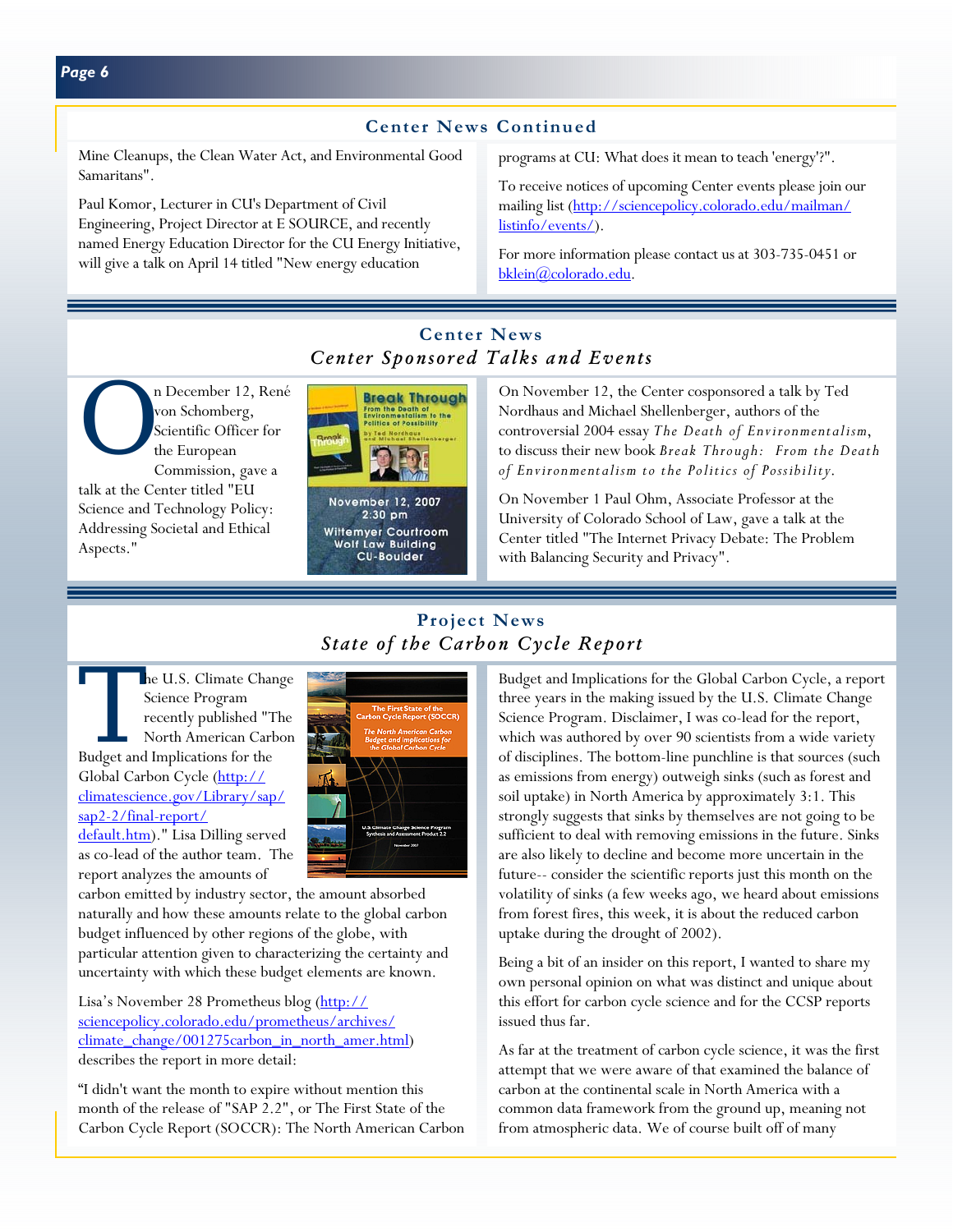## Center News Continued

Mine Cleanups, the Clean Water Act, and Environmental Good Samaritans".

Paul Komor, Lecturer in CU's Department of Civil Engineering, Project Director at E SOURCE, and recently named Energy Education Director for the CU Energy Initiative, will give a talk on April 14 titled "New energy education programs at CU: What does it mean to teach 'energy'?".

To receive notices of upcoming Center events please join our mailing list (http://sciencepolicy.colorado.edu/mailman/listinfo/events/).

For more information please contact us at 303-735-0451 or bklein@colorado.edu.

## Center News

### *Center Sponsored Talks and Events*

On December 12, René von Schomberg, Scientific Officer for the European Commission, gave a talk at the Center titled "EU Science and Technology Policy: Addressing Societal and Ethical Aspects."

On November 12, the Center cosponsored a talk by Ted Nordhaus and Michael Shellenberger, authors of the controversial 2004 essay *The Death of Environmentalism*, to discuss their new book *Break Through: From the Death of Environmentalism to the Politics of Possibility*.

On November 1 Paul Ohm, Associate Professor at the University of Colorado School of Law, gave a talk at the Center titled "The Internet Privacy Debate: The Problem with Balancing Security and Privacy".

## Project News

### *State of the Carbon Cycle Report*

The U.S. Climate Change Science Program recently published "The North American Carbon Budget and Implications for the Global Carbon Cycle (http://climatescience.gov/Library/sap/sap2-2/final-report/default.htm)." Lisa Dilling served as co-lead of the author team. The report analyzes the amounts of carbon emitted by industry sector, the amount absorbed naturally and how these amounts relate to the global carbon budget influenced by other regions of the globe, with particular attention given to characterizing the certainty and uncertainty with which these budget elements are known.

Lisa's November 28 Prometheus blog (http://sciencepolicy.colorado.edu/prometheus/archives/climate_change/001275carbon_in_north_amer.html) describes the report in more detail:

"I didn't want the month to expire without mention this month of the release of "SAP 2.2", or The First State of the Carbon Cycle Report (SOCCR): The North American Carbon Budget and Implications for the Global Carbon Cycle, a report three years in the making issued by the U.S. Climate Change Science Program. Disclaimer, I was co-lead for the report, which was authored by over 90 scientists from a wide variety of disciplines. The bottom-line punchline is that sources (such as emissions from energy) outweigh sinks (such as forest and soil uptake) in North America by approximately 3:1. This strongly suggests that sinks by themselves are not going to be sufficient to deal with removing emissions in the future. Sinks are also likely to decline and become more uncertain in the future-- consider the scientific reports just this month on the volatility of sinks (a few weeks ago, we heard about emissions from forest fires, this week, it is about the reduced carbon uptake during the drought of 2002).

Being a bit of an insider on this report, I wanted to share my own personal opinion on what was distinct and unique about this effort for carbon cycle science and for the CCSP reports issued thus far.

As far at the treatment of carbon cycle science, it was the first attempt that we were aware of that examined the balance of carbon at the continental scale in North America with a common data framework from the ground up, meaning not from atmospheric data. We of course built off of many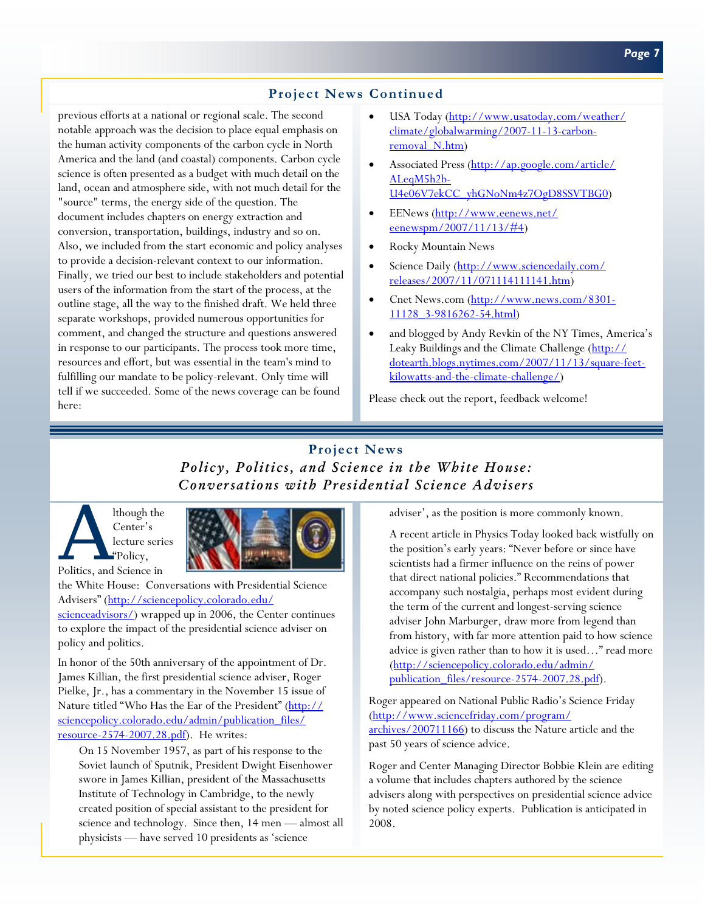## Project News Continued

previous efforts at a national or regional scale. The second notable approach was the decision to place equal emphasis on the human activity components of the carbon cycle in North America and the land (and coastal) components. Carbon cycle science is often presented as a budget with much detail on the land, ocean and atmosphere side, with not much detail for the "source" terms, the energy side of the question. The document includes chapters on energy extraction and conversion, transportation, buildings, industry and so on. Also, we included from the start economic and policy analyses to provide a decision-relevant context to our information. Finally, we tried our best to include stakeholders and potential users of the information from the start of the process, at the outline stage, all the way to the finished draft. We held three separate workshops, provided numerous opportunities for comment, and changed the structure and questions answered in response to our participants. The process took more time, resources and effort, but was essential in the team's mind to fulfilling our mandate to be policy-relevant. Only time will tell if we succeeded. Some of the news coverage can be found here:

- USA Today (http://www.usatoday.com/weather/climate/globalwarming/2007-11-13-carbon-removal_N.htm)
- Associated Press (http://ap.google.com/article/ALeqM5h2b-U4e06V7ekCC_yhGNoNm4z7OgD8SSVTBG0)
- EENews (http://www.eenews.net/eenewspm/2007/11/13/#4)
- Rocky Mountain News
- Science Daily (http://www.sciencedaily.com/releases/2007/11/071114111141.htm)
- Cnet News.com (http://www.news.com/8301-11128_3-9816262-54.html)
- and blogged by Andy Revkin of the NY Times, America's Leaky Buildings and the Climate Challenge (http://dotearth.blogs.nytimes.com/2007/11/13/square-feet-kilowatts-and-the-climate-challenge/)

Please check out the report, feedback welcome!

## Project News

### *Policy, Politics, and Science in the White House: Conversations with Presidential Science Advisers*

Although the Center's lecture series "Policy, Politics, and Science in the White House: Conversations with Presidential Science Advisers" (http://sciencepolicy.colorado.edu/scienceadvisors/) wrapped up in 2006, the Center continues to explore the impact of the presidential science adviser on policy and politics.

In honor of the 50th anniversary of the appointment of Dr. James Killian, the first presidential science adviser, Roger Pielke, Jr., has a commentary in the November 15 issue of Nature titled "Who Has the Ear of the President" (http://sciencepolicy.colorado.edu/admin/publication_files/resource-2574-2007.28.pdf). He writes:

> On 15 November 1957, as part of his response to the Soviet launch of Sputnik, President Dwight Eisenhower swore in James Killian, president of the Massachusetts Institute of Technology in Cambridge, to the newly created position of special assistant to the president for science and technology. Since then, 14 men — almost all physicists — have served 10 presidents as 'science adviser', as the position is more commonly known.
>
> A recent article in Physics Today looked back wistfully on the position's early years: "Never before or since have scientists had a firmer influence on the reins of power that direct national policies." Recommendations that accompany such nostalgia, perhaps most evident during the term of the current and longest-serving science adviser John Marburger, draw more from legend than from history, with far more attention paid to how science advice is given rather than to how it is used…" read more (http://sciencepolicy.colorado.edu/admin/publication_files/resource-2574-2007.28.pdf).

Roger appeared on National Public Radio's Science Friday (http://www.sciencefriday.com/program/archives/200711166) to discuss the Nature article and the past 50 years of science advice.

Roger and Center Managing Director Bobbie Klein are editing a volume that includes chapters authored by the science advisers along with perspectives on presidential science advice by noted science policy experts. Publication is anticipated in 2008.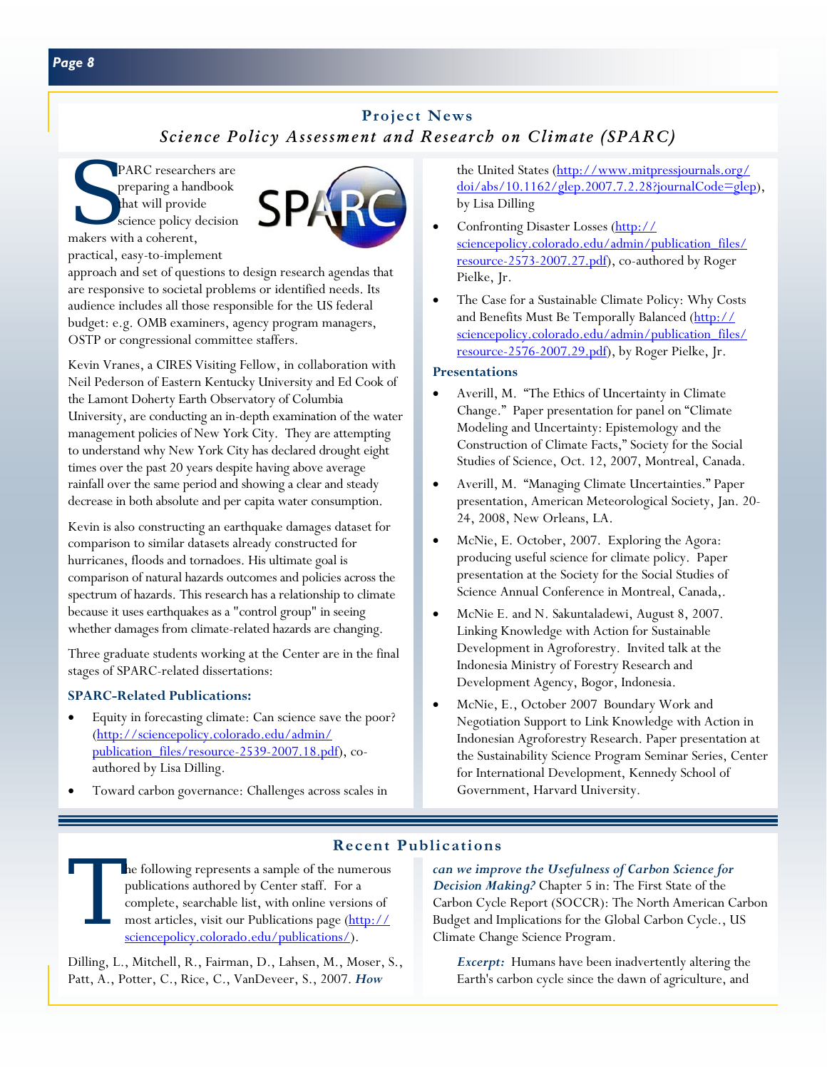## Project News

### *Science Policy Assessment and Research on Climate (SPARC)*

SPARC researchers are preparing a handbook that will provide science policy decision makers with a coherent, practical, easy-to-implement approach and set of questions to design research agendas that are responsive to societal problems or identified needs. Its audience includes all those responsible for the US federal budget: e.g. OMB examiners, agency program managers, OSTP or congressional committee staffers.

Kevin Vranes, a CIRES Visiting Fellow, in collaboration with Neil Pederson of Eastern Kentucky University and Ed Cook of the Lamont Doherty Earth Observatory of Columbia University, are conducting an in-depth examination of the water management policies of New York City. They are attempting to understand why New York City has declared drought eight times over the past 20 years despite having above average rainfall over the same period and showing a clear and steady decrease in both absolute and per capita water consumption.

Kevin is also constructing an earthquake damages dataset for comparison to similar datasets already constructed for hurricanes, floods and tornadoes. His ultimate goal is comparison of natural hazards outcomes and policies across the spectrum of hazards. This research has a relationship to climate because it uses earthquakes as a "control group" in seeing whether damages from climate-related hazards are changing.

Three graduate students working at the Center are in the final stages of SPARC-related dissertations:

#### SPARC-Related Publications:

- Equity in forecasting climate: Can science save the poor? (http://sciencepolicy.colorado.edu/admin/publication_files/resource-2539-2007.18.pdf), co-authored by Lisa Dilling.
- Toward carbon governance: Challenges across scales in the United States (http://www.mitpressjournals.org/doi/abs/10.1162/glep.2007.7.2.28?journalCode=glep), by Lisa Dilling
- Confronting Disaster Losses (http://sciencepolicy.colorado.edu/admin/publication_files/resource-2573-2007.27.pdf), co-authored by Roger Pielke, Jr.
- The Case for a Sustainable Climate Policy: Why Costs and Benefits Must Be Temporally Balanced (http://sciencepolicy.colorado.edu/admin/publication_files/resource-2576-2007.29.pdf), by Roger Pielke, Jr.

#### Presentations

- Averill, M. "The Ethics of Uncertainty in Climate Change." Paper presentation for panel on "Climate Modeling and Uncertainty: Epistemology and the Construction of Climate Facts," Society for the Social Studies of Science, Oct. 12, 2007, Montreal, Canada.
- Averill, M. "Managing Climate Uncertainties." Paper presentation, American Meteorological Society, Jan. 20-24, 2008, New Orleans, LA.
- McNie, E. October, 2007. Exploring the Agora: producing useful science for climate policy. Paper presentation at the Society for the Social Studies of Science Annual Conference in Montreal, Canada,.
- McNie E. and N. Sakuntaladewi, August 8, 2007. Linking Knowledge with Action for Sustainable Development in Agroforestry. Invited talk at the Indonesia Ministry of Forestry Research and Development Agency, Bogor, Indonesia.
- McNie, E., October 2007 Boundary Work and Negotiation Support to Link Knowledge with Action in Indonesian Agroforestry Research. Paper presentation at the Sustainability Science Program Seminar Series, Center for International Development, Kennedy School of Government, Harvard University.

## Recent Publications

The following represents a sample of the numerous publications authored by Center staff. For a complete, searchable list, with online versions of most articles, visit our Publications page (http://sciencepolicy.colorado.edu/publications/).

Dilling, L., Mitchell, R., Fairman, D., Lahsen, M., Moser, S., Patt, A., Potter, C., Rice, C., VanDeveer, S., 2007. ***How can we improve the Usefulness of Carbon Science for Decision Making?*** Chapter 5 in: The First State of the Carbon Cycle Report (SOCCR): The North American Carbon Budget and Implications for the Global Carbon Cycle., US Climate Change Science Program.

> ***Excerpt:*** Humans have been inadvertently altering the Earth's carbon cycle since the dawn of agriculture, and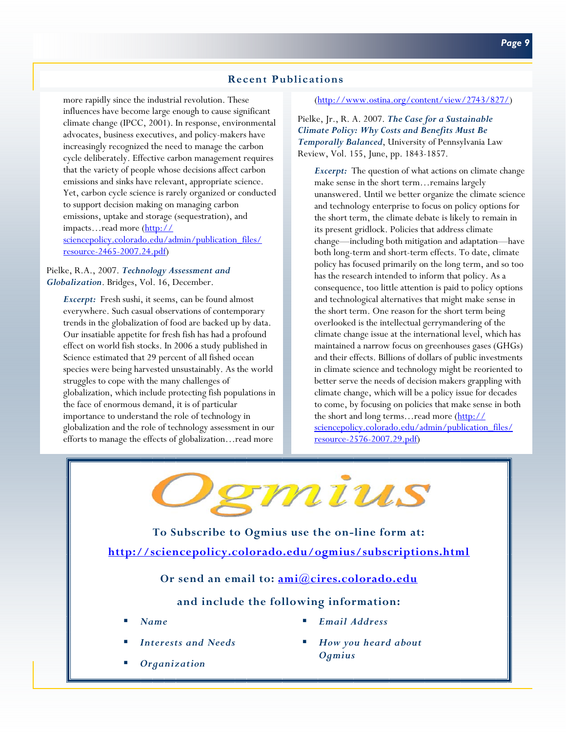## Recent Publications

more rapidly since the industrial revolution. These influences have become large enough to cause significant climate change (IPCC, 2001). In response, environmental advocates, business executives, and policy-makers have increasingly recognized the need to manage the carbon cycle deliberately. Effective carbon management requires that the variety of people whose decisions affect carbon emissions and sinks have relevant, appropriate science. Yet, carbon cycle science is rarely organized or conducted to support decision making on managing carbon emissions, uptake and storage (sequestration), and impacts…read more (http://sciencepolicy.colorado.edu/admin/publication_files/resource-2465-2007.24.pdf)

Pielke, R.A., 2007. ***Technology Assessment and Globalization***. Bridges, Vol. 16, December.

> ***Excerpt:*** Fresh sushi, it seems, can be found almost everywhere. Such casual observations of contemporary trends in the globalization of food are backed up by data. Our insatiable appetite for fresh fish has had a profound effect on world fish stocks. In 2006 a study published in Science estimated that 29 percent of all fished ocean species were being harvested unsustainably. As the world struggles to cope with the many challenges of globalization, which include protecting fish populations in the face of enormous demand, it is of particular importance to understand the role of technology in globalization and the role of technology assessment in our efforts to manage the effects of globalization…read more (http://www.ostina.org/content/view/2743/827/)

Pielke, Jr., R. A. 2007. ***The Case for a Sustainable Climate Policy: Why Costs and Benefits Must Be Temporally Balanced***, University of Pennsylvania Law Review, Vol. 155, June, pp. 1843-1857.

> ***Excerpt:*** The question of what actions on climate change make sense in the short term…remains largely unanswered. Until we better organize the climate science and technology enterprise to focus on policy options for the short term, the climate debate is likely to remain in its present gridlock. Policies that address climate change—including both mitigation and adaptation—have both long-term and short-term effects. To date, climate policy has focused primarily on the long term, and so too has the research intended to inform that policy. As a consequence, too little attention is paid to policy options and technological alternatives that might make sense in the short term. One reason for the short term being overlooked is the intellectual gerrymandering of the climate change issue at the international level, which has maintained a narrow focus on greenhouses gases (GHGs) and their effects. Billions of dollars of public investments in climate science and technology might be reoriented to better serve the needs of decision makers grappling with climate change, which will be a policy issue for decades to come, by focusing on policies that make sense in both the short and long terms…read more (http://sciencepolicy.colorado.edu/admin/publication_files/resource-2576-2007.29.pdf)

---

# Ogmius

**To Subscribe to Ogmius use the on-line form at:**

**http://sciencepolicy.colorado.edu/ogmius/subscriptions.html**

**Or send an email to: ami@cires.colorado.edu**

**and include the following information:**

- *Name*
- *Interests and Needs*
- *Organization*
- *Email Address*
- *How you heard about Ogmius*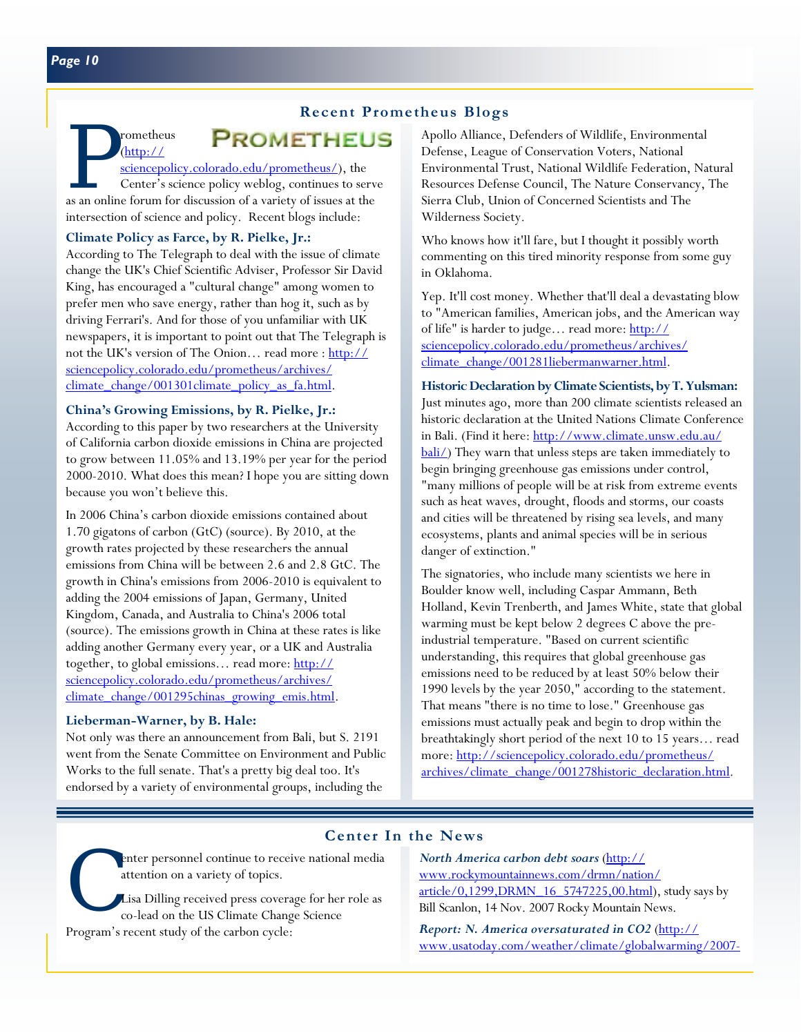## Recent Prometheus Blogs

Prometheus (http://sciencepolicy.colorado.edu/prometheus/), the Center's science policy weblog, continues to serve as an online forum for discussion of a variety of issues at the intersection of science and policy. Recent blogs include:

**Climate Policy as Farce, by R. Pielke, Jr.:**
According to The Telegraph to deal with the issue of climate change the UK's Chief Scientific Adviser, Professor Sir David King, has encouraged a "cultural change" among women to prefer men who save energy, rather than hog it, such as by driving Ferrari's. And for those of you unfamiliar with UK newspapers, it is important to point out that The Telegraph is not the UK's version of The Onion… read more : http://sciencepolicy.colorado.edu/prometheus/archives/climate_change/001301climate_policy_as_fa.html.

**China's Growing Emissions, by R. Pielke, Jr.:**
According to this paper by two researchers at the University of California carbon dioxide emissions in China are projected to grow between 11.05% and 13.19% per year for the period 2000-2010. What does this mean? I hope you are sitting down because you won't believe this.

In 2006 China's carbon dioxide emissions contained about 1.70 gigatons of carbon (GtC) (source). By 2010, at the growth rates projected by these researchers the annual emissions from China will be between 2.6 and 2.8 GtC. The growth in China's emissions from 2006-2010 is equivalent to adding the 2004 emissions of Japan, Germany, United Kingdom, Canada, and Australia to China's 2006 total (source). The emissions growth in China at these rates is like adding another Germany every year, or a UK and Australia together, to global emissions… read more: http://sciencepolicy.colorado.edu/prometheus/archives/climate_change/001295chinas_growing_emis.html.

**Lieberman-Warner, by B. Hale:**
Not only was there an announcement from Bali, but S. 2191 went from the Senate Committee on Environment and Public Works to the full senate. That's a pretty big deal too. It's endorsed by a variety of environmental groups, including the Apollo Alliance, Defenders of Wildlife, Environmental Defense, League of Conservation Voters, National Environmental Trust, National Wildlife Federation, Natural Resources Defense Council, The Nature Conservancy, The Sierra Club, Union of Concerned Scientists and The Wilderness Society.

Who knows how it'll fare, but I thought it possibly worth commenting on this tired minority response from some guy in Oklahoma.

Yep. It'll cost money. Whether that'll deal a devastating blow to "American families, American jobs, and the American way of life" is harder to judge… read more: http://sciencepolicy.colorado.edu/prometheus/archives/climate_change/001281liebermanwarner.html.

**Historic Declaration by Climate Scientists, by T. Yulsman:**
Just minutes ago, more than 200 climate scientists released an historic declaration at the United Nations Climate Conference in Bali. (Find it here: http://www.climate.unsw.edu.au/bali/) They warn that unless steps are taken immediately to begin bringing greenhouse gas emissions under control, "many millions of people will be at risk from extreme events such as heat waves, drought, floods and storms, our coasts and cities will be threatened by rising sea levels, and many ecosystems, plants and animal species will be in serious danger of extinction."

The signatories, who include many scientists we here in Boulder know well, including Caspar Ammann, Beth Holland, Kevin Trenberth, and James White, state that global warming must be kept below 2 degrees C above the pre-industrial temperature. "Based on current scientific understanding, this requires that global greenhouse gas emissions need to be reduced by at least 50% below their 1990 levels by the year 2050," according to the statement. That means "there is no time to lose." Greenhouse gas emissions must actually peak and begin to drop within the breathtakingly short period of the next 10 to 15 years… read more: http://sciencepolicy.colorado.edu/prometheus/archives/climate_change/001278historic_declaration.html.

## Center In the News

Center personnel continue to receive national media attention on a variety of topics.

Lisa Dilling received press coverage for her role as co-lead on the US Climate Change Science Program's recent study of the carbon cycle:

*North America carbon debt soars* (http://www.rockymountainnews.com/drmn/nation/article/0,1299,DRMN_16_5747225,00.html), study says by Bill Scanlon, 14 Nov. 2007 Rocky Mountain News.

*Report: N. America oversaturated in CO2* (http://www.usatoday.com/weather/climate/globalwarming/2007-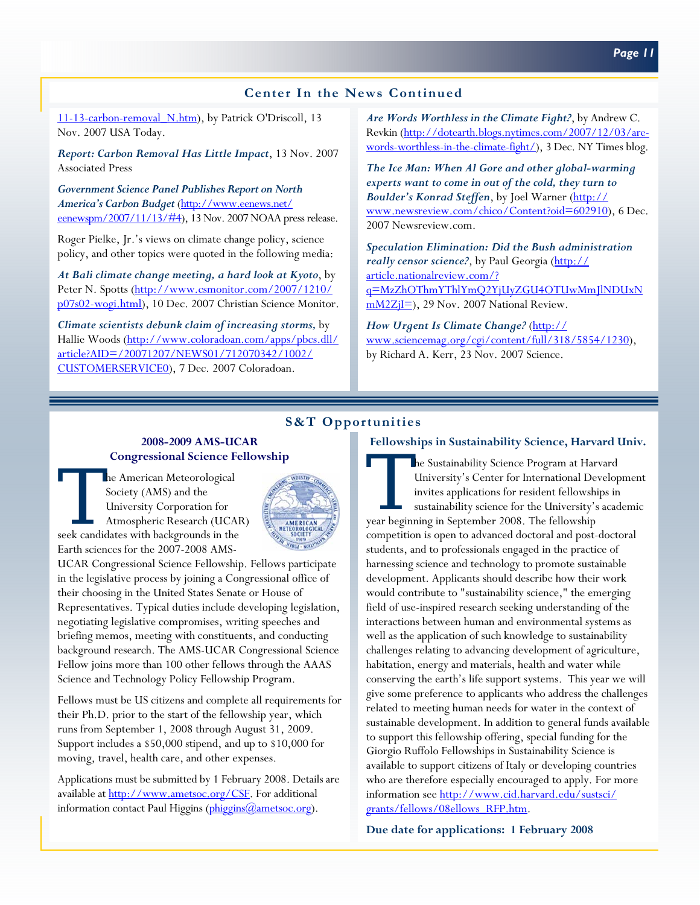## Center In the News Continued

11-13-carbon-removal_N.htm), by Patrick O'Driscoll, 13 Nov. 2007 USA Today.

***Report: Carbon Removal Has Little Impact***, 13 Nov. 2007 Associated Press

***Government Science Panel Publishes Report on North America's Carbon Budget*** (http://www.eenews.net/eenewspm/2007/11/13/#4), 13 Nov. 2007 NOAA press release.

Roger Pielke, Jr.'s views on climate change policy, science policy, and other topics were quoted in the following media:

***At Bali climate change meeting, a hard look at Kyoto***, by Peter N. Spotts (http://www.csmonitor.com/2007/1210/p07s02-wogi.html), 10 Dec. 2007 Christian Science Monitor.

***Climate scientists debunk claim of increasing storms***, by Hallie Woods (http://www.coloradoan.com/apps/pbcs.dll/article?AID=/20071207/NEWS01/712070342/1002/CUSTOMERSERVICE0), 7 Dec. 2007 Coloradoan.

***Are Words Worthless in the Climate Fight?***, by Andrew C. Revkin (http://dotearth.blogs.nytimes.com/2007/12/03/are-words-worthless-in-the-climate-fight/), 3 Dec. NY Times blog.

***The Ice Man: When Al Gore and other global-warming experts want to come in out of the cold, they turn to Boulder's Konrad Steffen***, by Joel Warner (http://www.newsreview.com/chico/Content?oid=602910), 6 Dec. 2007 Newsreview.com.

***Speculation Elimination: Did the Bush administration really censor science?***, by Paul Georgia (http://article.nationalreview.com/?q=MzZhOThmYThlYmQ2YjUyZGU4OTUwMmJlNDUxNmM2ZjI=), 29 Nov. 2007 National Review.

***How Urgent Is Climate Change?*** (http://www.sciencemag.org/cgi/content/full/318/5854/1230), by Richard A. Kerr, 23 Nov. 2007 Science.

## S&T Opportunities

### 2008-2009 AMS-UCAR Congressional Science Fellowship

The American Meteorological Society (AMS) and the University Corporation for Atmospheric Research (UCAR) seek candidates with backgrounds in the Earth sciences for the 2007-2008 AMS-UCAR Congressional Science Fellowship. Fellows participate in the legislative process by joining a Congressional office of their choosing in the United States Senate or House of Representatives. Typical duties include developing legislation, negotiating legislative compromises, writing speeches and briefing memos, meeting with constituents, and conducting background research. The AMS-UCAR Congressional Science Fellow joins more than 100 other fellows through the AAAS Science and Technology Policy Fellowship Program.

Fellows must be US citizens and complete all requirements for their Ph.D. prior to the start of the fellowship year, which runs from September 1, 2008 through August 31, 2009. Support includes a $50,000 stipend, and up to $10,000 for moving, travel, health care, and other expenses.

Applications must be submitted by 1 February 2008. Details are available at http://www.ametsoc.org/CSF. For additional information contact Paul Higgins (phiggins@ametsoc.org).

### Fellowships in Sustainability Science, Harvard Univ.

The Sustainability Science Program at Harvard University's Center for International Development invites applications for resident fellowships in sustainability science for the University's academic year beginning in September 2008. The fellowship competition is open to advanced doctoral and post-doctoral students, and to professionals engaged in the practice of harnessing science and technology to promote sustainable development. Applicants should describe how their work would contribute to "sustainability science," the emerging field of use-inspired research seeking understanding of the interactions between human and environmental systems as well as the application of such knowledge to sustainability challenges relating to advancing development of agriculture, habitation, energy and materials, health and water while conserving the earth's life support systems. This year we will give some preference to applicants who address the challenges related to meeting human needs for water in the context of sustainable development. In addition to general funds available to support this fellowship offering, special funding for the Giorgio Ruffolo Fellowships in Sustainability Science is available to support citizens of Italy or developing countries who are therefore especially encouraged to apply. For more information see http://www.cid.harvard.edu/sustsci/grants/fellows/08ellows_RFP.htm.

**Due date for applications: 1 February 2008**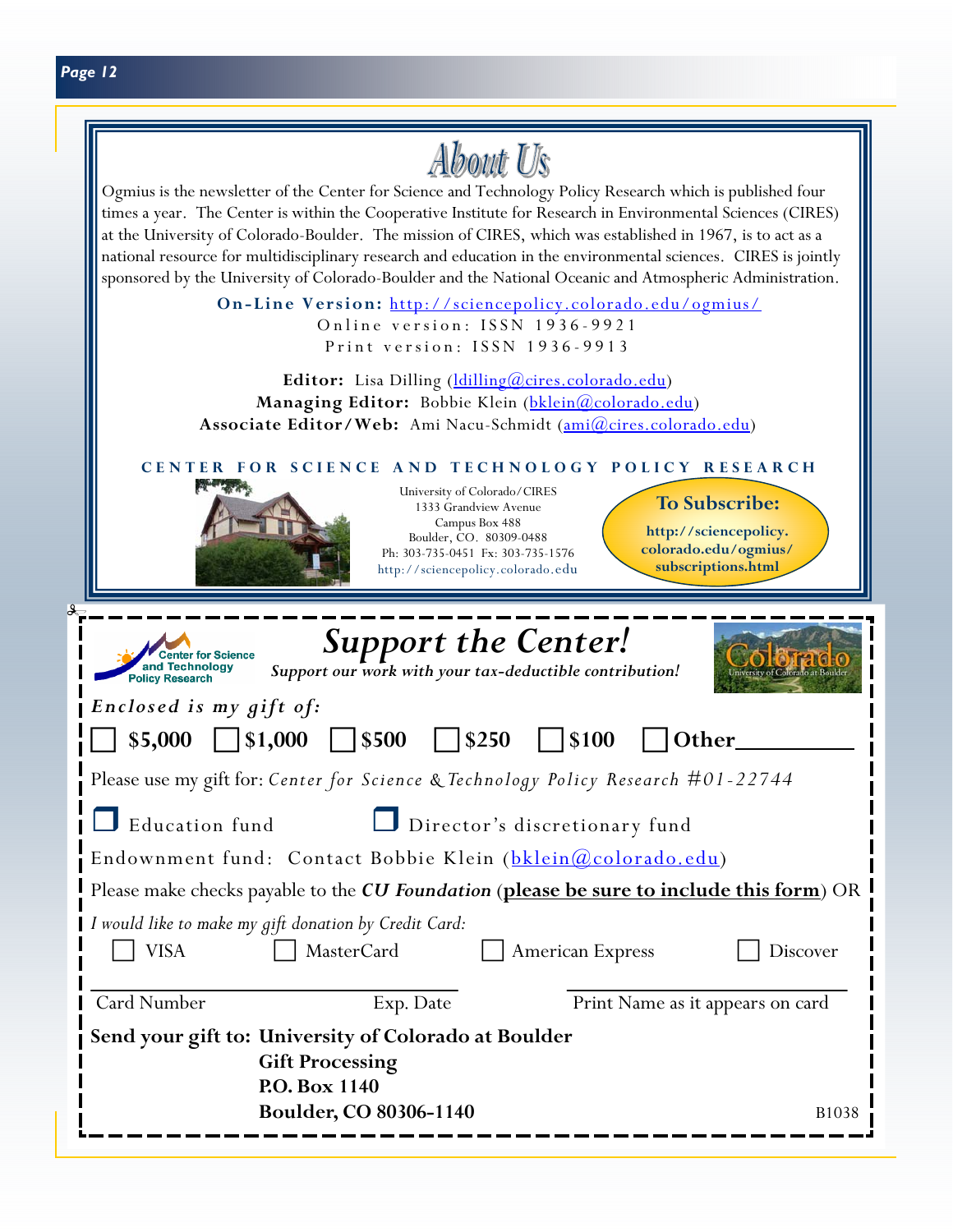# About Us

Ogmius is the newsletter of the Center for Science and Technology Policy Research which is published four times a year. The Center is within the Cooperative Institute for Research in Environmental Sciences (CIRES) at the University of Colorado-Boulder. The mission of CIRES, which was established in 1967, is to act as a national resource for multidisciplinary research and education in the environmental sciences. CIRES is jointly sponsored by the University of Colorado-Boulder and the National Oceanic and Atmospheric Administration.

**On-Line Version:** http://sciencepolicy.colorado.edu/ogmius/

Online version: ISSN 1936-9921

Print version: ISSN 1936-9913

**Editor:** Lisa Dilling (ldilling@cires.colorado.edu)

**Managing Editor:** Bobbie Klein (bklein@colorado.edu)

**Associate Editor/Web:** Ami Nacu-Schmidt (ami@cires.colorado.edu)

## CENTER FOR SCIENCE AND TECHNOLOGY POLICY RESEARCH

University of Colorado/CIRES
1333 Grandview Avenue
Campus Box 488
Boulder, CO. 80309-0488
Ph: 303-735-0451 Fx: 303-735-1576
http://sciencepolicy.colorado.edu

**To Subscribe:**
**http://sciencepolicy.colorado.edu/ogmius/subscriptions.html**

---

Center for Science and Technology Policy Research

# *Support the Center!*

***Support our work with your tax-deductible contribution!***

Colorado — University of Colorado at Boulder

***Enclosed is my gift of:***

☐ **$5,000** ☐ **$1,000** ☐ **$500** ☐ **$250** ☐ **$100** ☐ **Other__________**

Please use my gift for: *Center for Science & Technology Policy Research #01-22744*

☐ Education fund ☐ Director's discretionary fund

Endownment fund: Contact Bobbie Klein (bklein@colorado.edu)

Please make checks payable to the ***CU Foundation*** (**please be sure to include this form**) OR

*I would like to make my gift donation by Credit Card:*

☐ VISA ☐ MasterCard ☐ American Express ☐ Discover

Card Number ____________ Exp. Date ____________ Print Name as it appears on card ____________

**Send your gift to: University of Colorado at Boulder**
**Gift Processing**
**P.O. Box 1140**
**Boulder, CO 80306-1140**

B1038